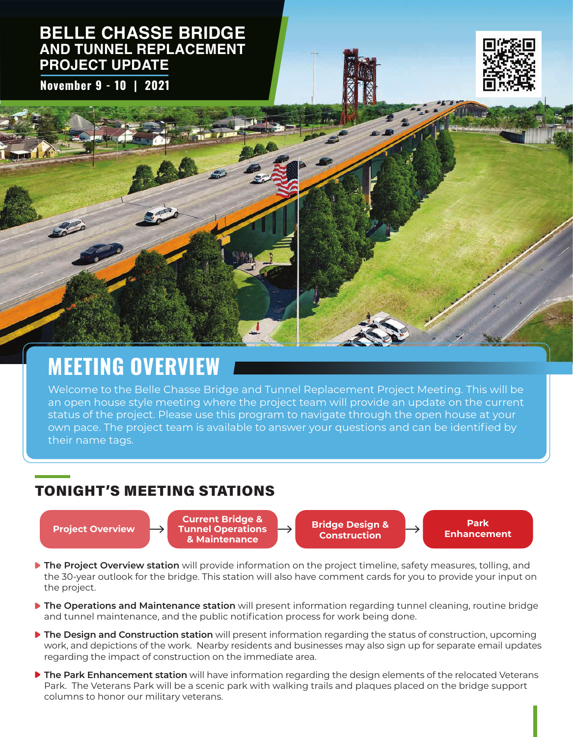# BELLE CHASSE BRIDGE AND TUNNEL REPLACEMENT PROJECT UPDATE

**November 9 - 10 | 2021**

## MEETING OVERVIEW

Welcome to the Belle Chasse Bridge and Tunnel Replacement Project Meeting. This will be an open house style meeting where the project team will provide an update on the current status of the project. Please use this program to navigate through the open house at your own pace. The project team is available to answer your questions and can be identified by their name tags.

## TONIGHT'S MEETING STATIONS

**Project Overview** → **Current Bridge & Tunnel Operations & Maintenance** → **Bridge Design & Construction** → **Park Enhancement**

- **The Project Overview station** will provide information on the project timeline, safety measures, tolling, and the 30-year outlook for the bridge. This station will also have comment cards for you to provide your input on the project.
- **The Operations and Maintenance station** will present information regarding tunnel cleaning, routine bridge and tunnel maintenance, and the public notification process for work being done.
- **The Design and Construction station** will present information regarding the status of construction, upcoming work, and depictions of the work. Nearby residents and businesses may also sign up for separate email updates regarding the impact of construction on the immediate area.
- **The Park Enhancement station** will have information regarding the design elements of the relocated Veterans Park. The Veterans Park will be a scenic park with walking trails and plaques placed on the bridge support columns to honor our military veterans.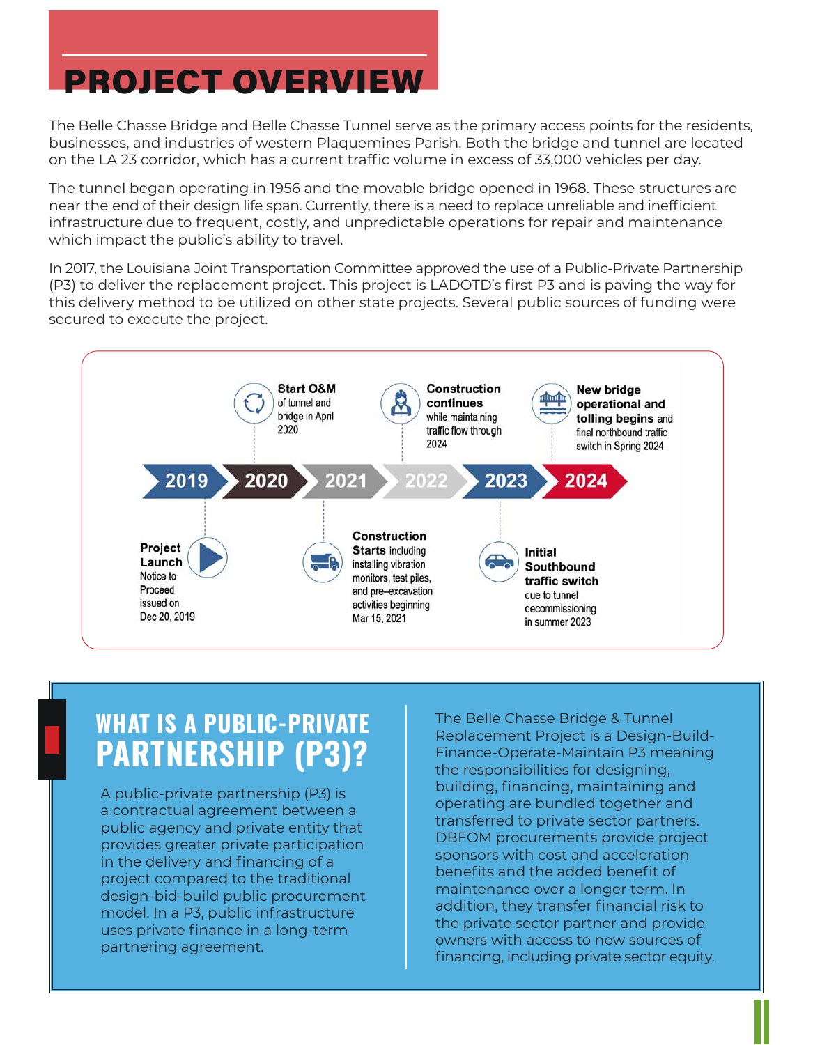# PROJECT OVERVIEW

The Belle Chasse Bridge and Belle Chasse Tunnel serve as the primary access points for the residents, businesses, and industries of western Plaquemines Parish. Both the bridge and tunnel are located on the LA 23 corridor, which has a current traffic volume in excess of 33,000 vehicles per day.

The tunnel began operating in 1956 and the movable bridge opened in 1968. These structures are near the end of their design life span. Currently, there is a need to replace unreliable and inefficient infrastructure due to frequent, costly, and unpredictable operations for repair and maintenance which impact the public's ability to travel.

In 2017, the Louisiana Joint Transportation Committee approved the use of a Public-Private Partnership (P3) to deliver the replacement project. This project is LADOTD's first P3 and is paving the way for this delivery method to be utilized on other state projects. Several public sources of funding were secured to execute the project.

- **2019** – **Project Launch** Notice to Proceed issued on Dec 20, 2019
- **2020** – **Start O&M** of tunnel and bridge in April 2020
- **2021** – **Construction Starts** including installing vibration monitors, test piles, and pre–excavation activities beginning Mar 15, 2021
- **2022** – **Construction continues** while maintaining traffic flow through 2024
- **2023** – **Initial Southbound traffic switch** due to tunnel decommissioning in summer 2023
- **2024** – **New bridge operational and tolling begins** and final northbound traffic switch in Spring 2024

## WHAT IS A PUBLIC-PRIVATE PARTNERSHIP (P3)?

A public-private partnership (P3) is a contractual agreement between a public agency and private entity that provides greater private participation in the delivery and financing of a project compared to the traditional design-bid-build public procurement model. In a P3, public infrastructure uses private finance in a long-term partnering agreement.

The Belle Chasse Bridge & Tunnel Replacement Project is a Design-Build-Finance-Operate-Maintain P3 meaning the responsibilities for designing, building, financing, maintaining and operating are bundled together and transferred to private sector partners. DBFOM procurements provide project sponsors with cost and acceleration benefits and the added benefit of maintenance over a longer term. In addition, they transfer financial risk to the private sector partner and provide owners with access to new sources of financing, including private sector equity.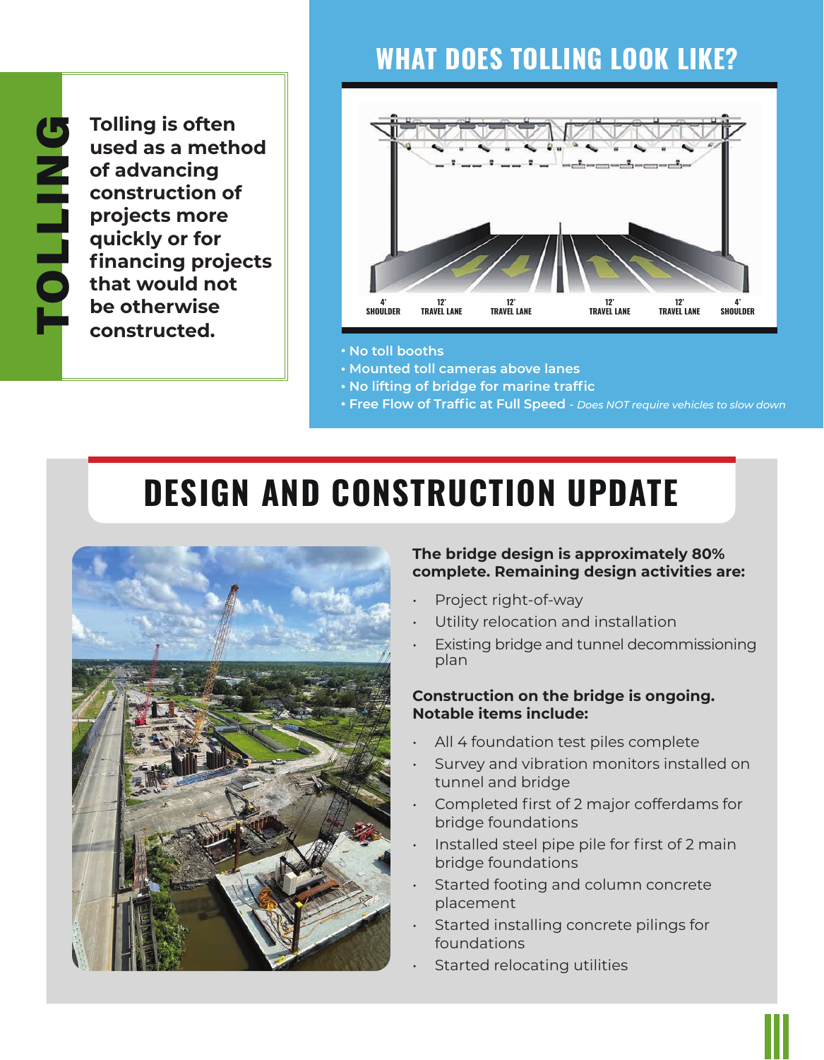# TOLLING

**Tolling is often used as a method of advancing construction of projects more quickly or for financing projects that would not be otherwise constructed.**

## WHAT DOES TOLLING LOOK LIKE?

4' SHOULDER | 12' TRAVEL LANE | 12' TRAVEL LANE | 12' TRAVEL LANE | 12' TRAVEL LANE | 4' SHOULDER

- **No toll booths**
- **Mounted toll cameras above lanes**
- **No lifting of bridge for marine traffic**
- **Free Flow of Traffic at Full Speed** *- Does NOT require vehicles to slow down*

# DESIGN AND CONSTRUCTION UPDATE

**The bridge design is approximately 80% complete. Remaining design activities are:**

- Project right-of-way
- Utility relocation and installation
- Existing bridge and tunnel decommissioning plan

**Construction on the bridge is ongoing. Notable items include:**

- All 4 foundation test piles complete
- Survey and vibration monitors installed on tunnel and bridge
- Completed first of 2 major cofferdams for bridge foundations
- Installed steel pipe pile for first of 2 main bridge foundations
- Started footing and column concrete placement
- Started installing concrete pilings for foundations
- Started relocating utilities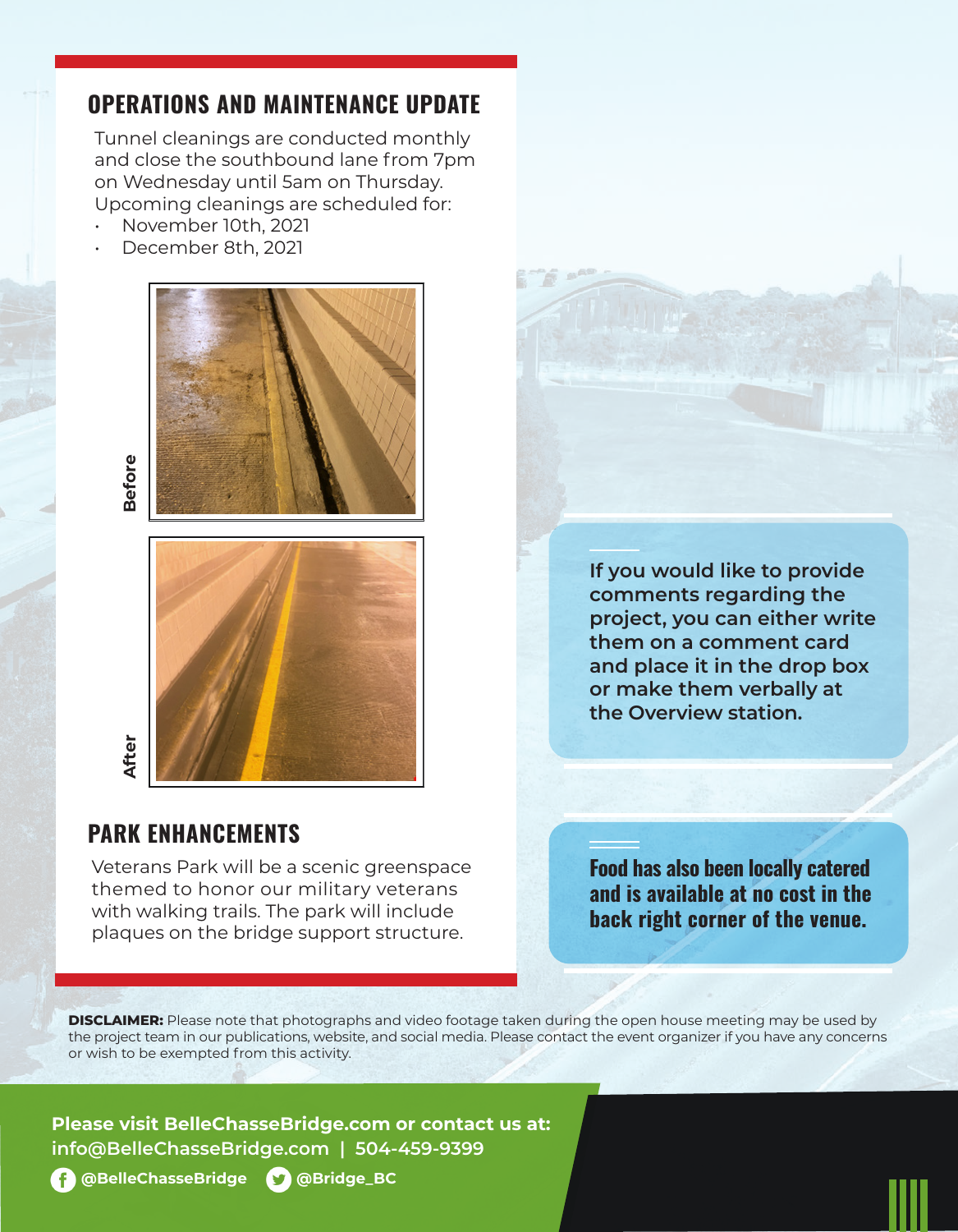## OPERATIONS AND MAINTENANCE UPDATE

Tunnel cleanings are conducted monthly and close the southbound lane from 7pm on Wednesday until 5am on Thursday. Upcoming cleanings are scheduled for:

- November 10th, 2021
- December 8th, 2021

Before

After

## PARK ENHANCEMENTS

Veterans Park will be a scenic greenspace themed to honor our military veterans with walking trails. The park will include plaques on the bridge support structure.

**If you would like to provide comments regarding the project, you can either write them on a comment card and place it in the drop box or make them verbally at the Overview station.**

**Food has also been locally catered and is available at no cost in the back right corner of the venue.**

**DISCLAIMER:** Please note that photographs and video footage taken during the open house meeting may be used by the project team in our publications, website, and social media. Please contact the event organizer if you have any concerns or wish to be exempted from this activity.

**Please visit BelleChasseBridge.com or contact us at:**
**info@BelleChasseBridge.com | 504-459-9399**

**@BelleChasseBridge** **@Bridge_BC**